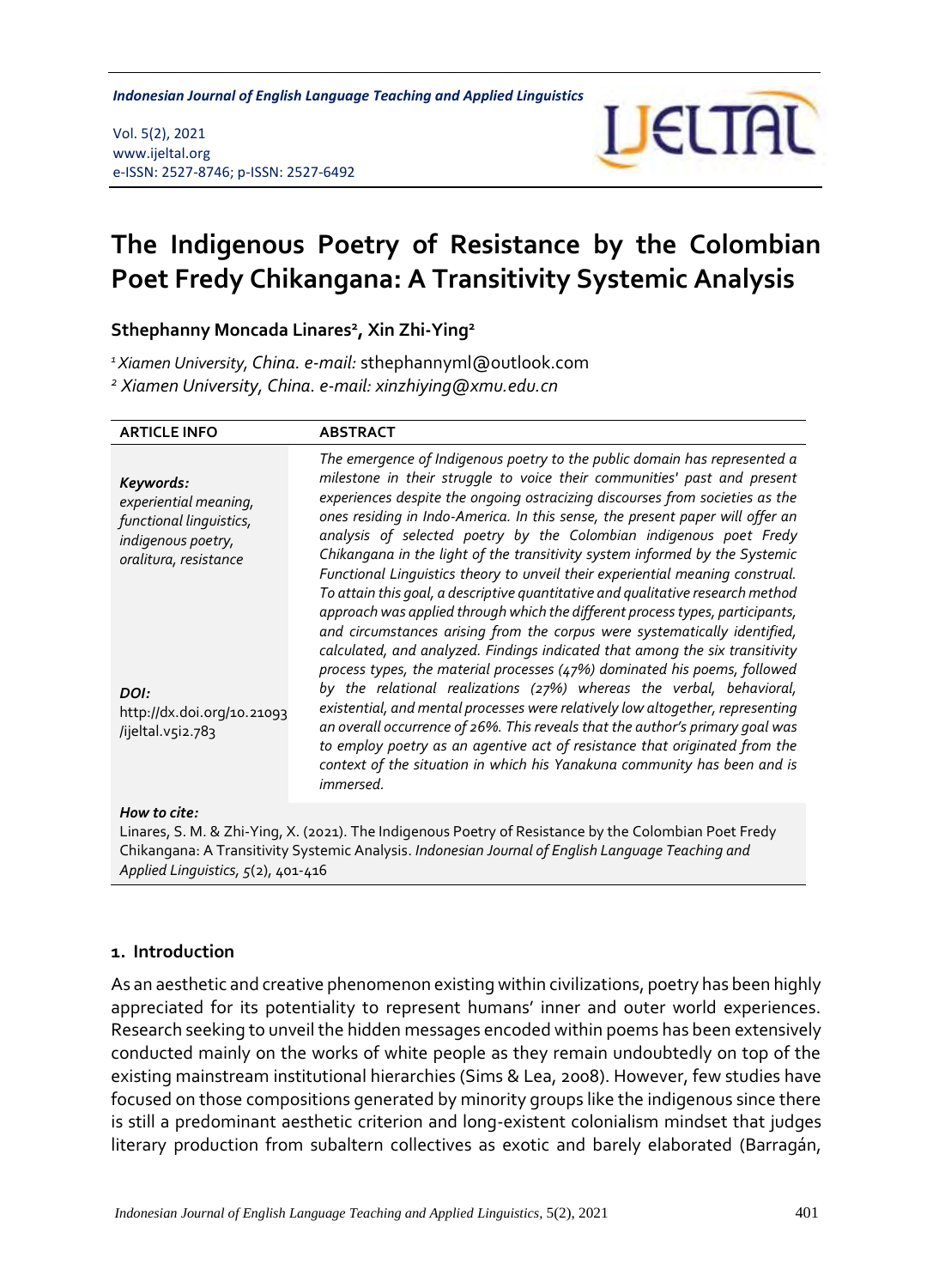# The Indigenous Poetry of Resistance by the Colombian Poet Fredy Chikangana: A Transitivity Systemic Analysis

**Sthephanny Moncada Linares[2], Xin Zhi-Ying[2]**

[1] *Xiamen University, China. e-mail:* sthephannyml@outlook.com

[2] *Xiamen University, China. e-mail: xinzhiying@xmu.edu.cn*

| ARTICLE INFO | ABSTRACT |
|---|---|
| ***Keywords:*** *experiential meaning, functional linguistics, indigenous poetry, oralitura, resistance* <br><br> ***DOI:*** http://dx.doi.org/10.21093/ijeltal.v5i2.783 | *The emergence of Indigenous poetry to the public domain has represented a milestone in their struggle to voice their communities' past and present experiences despite the ongoing ostracizing discourses from societies as the ones residing in Indo-America. In this sense, the present paper will offer an analysis of selected poetry by the Colombian indigenous poet Fredy Chikangana in the light of the transitivity system informed by the Systemic Functional Linguistics theory to unveil their experiential meaning construal. To attain this goal, a descriptive quantitative and qualitative research method approach was applied through which the different process types, participants, and circumstances arising from the corpus were systematically identified, calculated, and analyzed. Findings indicated that among the six transitivity process types, the material processes (47%) dominated his poems, followed by the relational realizations (27%) whereas the verbal, behavioral, existential, and mental processes were relatively low altogether, representing an overall occurrence of 26%. This reveals that the author's primary goal was to employ poetry as an agentive act of resistance that originated from the context of the situation in which his Yanakuna community has been and is immersed.* |

***How to cite:***
Linares, S. M. & Zhi-Ying, X. (2021). The Indigenous Poetry of Resistance by the Colombian Poet Fredy Chikangana: A Transitivity Systemic Analysis. *Indonesian Journal of English Language Teaching and Applied Linguistics, 5*(2), 401-416

## 1. Introduction

As an aesthetic and creative phenomenon existing within civilizations, poetry has been highly appreciated for its potentiality to represent humans' inner and outer world experiences. Research seeking to unveil the hidden messages encoded within poems has been extensively conducted mainly on the works of white people as they remain undoubtedly on top of the existing mainstream institutional hierarchies (Sims & Lea, 2008). However, few studies have focused on those compositions generated by minority groups like the indigenous since there is still a predominant aesthetic criterion and long-existent colonialism mindset that judges literary production from subaltern collectives as exotic and barely elaborated (Barragán,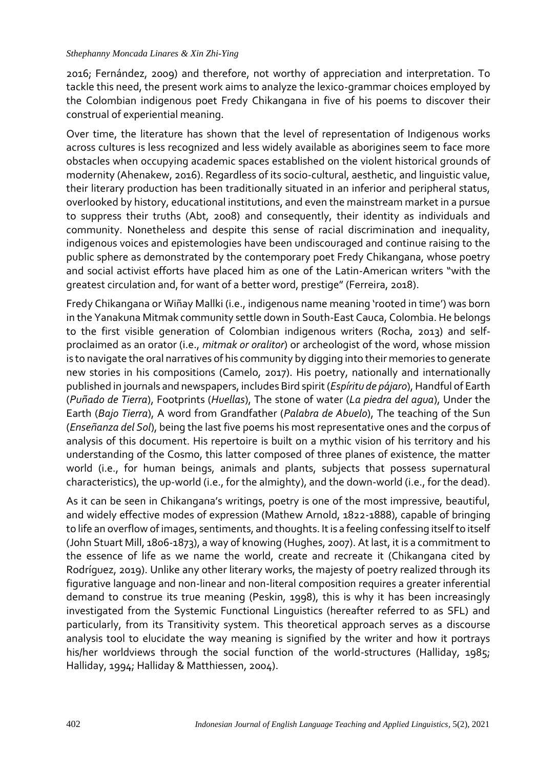2016; Fernández, 2009) and therefore, not worthy of appreciation and interpretation. To tackle this need, the present work aims to analyze the lexico-grammar choices employed by the Colombian indigenous poet Fredy Chikangana in five of his poems to discover their construal of experiential meaning.

Over time, the literature has shown that the level of representation of Indigenous works across cultures is less recognized and less widely available as aborigines seem to face more obstacles when occupying academic spaces established on the violent historical grounds of modernity (Ahenakew, 2016). Regardless of its socio-cultural, aesthetic, and linguistic value, their literary production has been traditionally situated in an inferior and peripheral status, overlooked by history, educational institutions, and even the mainstream market in a pursue to suppress their truths (Abt, 2008) and consequently, their identity as individuals and community. Nonetheless and despite this sense of racial discrimination and inequality, indigenous voices and epistemologies have been undiscouraged and continue raising to the public sphere as demonstrated by the contemporary poet Fredy Chikangana, whose poetry and social activist efforts have placed him as one of the Latin-American writers "with the greatest circulation and, for want of a better word, prestige" (Ferreira, 2018).

Fredy Chikangana or Wiñay Mallki (i.e., indigenous name meaning 'rooted in time') was born in the Yanakuna Mitmak community settle down in South-East Cauca, Colombia. He belongs to the first visible generation of Colombian indigenous writers (Rocha, 2013) and self-proclaimed as an orator (i.e., *mitmak or oralitor*) or archeologist of the word, whose mission is to navigate the oral narratives of his community by digging into their memories to generate new stories in his compositions (Camelo, 2017). His poetry, nationally and internationally published in journals and newspapers, includes Bird spirit (*Espíritu de pájaro*), Handful of Earth (*Puñado de Tierra*), Footprints (*Huellas*), The stone of water (*La piedra del agua*), Under the Earth (*Bajo Tierra*), A word from Grandfather (*Palabra de Abuelo*), The teaching of the Sun (*Enseñanza del Sol*), being the last five poems his most representative ones and the corpus of analysis of this document. His repertoire is built on a mythic vision of his territory and his understanding of the Cosmo, this latter composed of three planes of existence, the matter world (i.e., for human beings, animals and plants, subjects that possess supernatural characteristics), the up-world (i.e., for the almighty), and the down-world (i.e., for the dead).

As it can be seen in Chikangana's writings, poetry is one of the most impressive, beautiful, and widely effective modes of expression (Mathew Arnold, 1822-1888), capable of bringing to life an overflow of images, sentiments, and thoughts. It is a feeling confessing itself to itself (John Stuart Mill, 1806-1873), a way of knowing (Hughes, 2007). At last, it is a commitment to the essence of life as we name the world, create and recreate it (Chikangana cited by Rodríguez, 2019). Unlike any other literary works, the majesty of poetry realized through its figurative language and non-linear and non-literal composition requires a greater inferential demand to construe its true meaning (Peskin, 1998), this is why it has been increasingly investigated from the Systemic Functional Linguistics (hereafter referred to as SFL) and particularly, from its Transitivity system. This theoretical approach serves as a discourse analysis tool to elucidate the way meaning is signified by the writer and how it portrays his/her worldviews through the social function of the world-structures (Halliday, 1985; Halliday, 1994; Halliday & Matthiessen, 2004).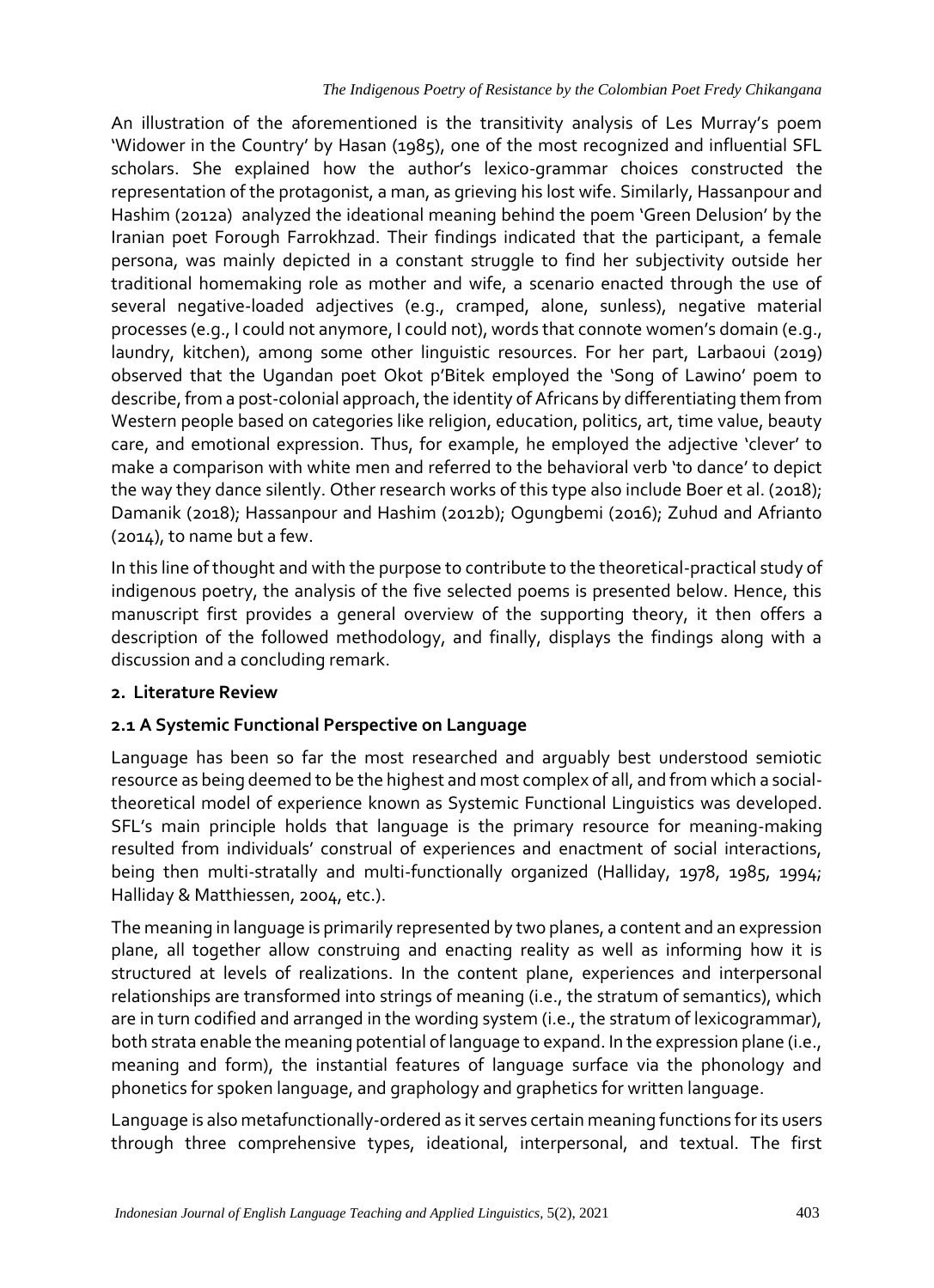An illustration of the aforementioned is the transitivity analysis of Les Murray's poem 'Widower in the Country' by Hasan (1985), one of the most recognized and influential SFL scholars. She explained how the author's lexico-grammar choices constructed the representation of the protagonist, a man, as grieving his lost wife. Similarly, Hassanpour and Hashim (2012a) analyzed the ideational meaning behind the poem 'Green Delusion' by the Iranian poet Forough Farrokhzad. Their findings indicated that the participant, a female persona, was mainly depicted in a constant struggle to find her subjectivity outside her traditional homemaking role as mother and wife, a scenario enacted through the use of several negative-loaded adjectives (e.g., cramped, alone, sunless), negative material processes (e.g., I could not anymore, I could not), words that connote women's domain (e.g., laundry, kitchen), among some other linguistic resources. For her part, Larbaoui (2019) observed that the Ugandan poet Okot p'Bitek employed the 'Song of Lawino' poem to describe, from a post-colonial approach, the identity of Africans by differentiating them from Western people based on categories like religion, education, politics, art, time value, beauty care, and emotional expression. Thus, for example, he employed the adjective 'clever' to make a comparison with white men and referred to the behavioral verb 'to dance' to depict the way they dance silently. Other research works of this type also include Boer et al. (2018); Damanik (2018); Hassanpour and Hashim (2012b); Ogungbemi (2016); Zuhud and Afrianto (2014), to name but a few.

In this line of thought and with the purpose to contribute to the theoretical-practical study of indigenous poetry, the analysis of the five selected poems is presented below. Hence, this manuscript first provides a general overview of the supporting theory, it then offers a description of the followed methodology, and finally, displays the findings along with a discussion and a concluding remark.

## 2. Literature Review

### 2.1 A Systemic Functional Perspective on Language

Language has been so far the most researched and arguably best understood semiotic resource as being deemed to be the highest and most complex of all, and from which a social-theoretical model of experience known as Systemic Functional Linguistics was developed. SFL's main principle holds that language is the primary resource for meaning-making resulted from individuals' construal of experiences and enactment of social interactions, being then multi-stratally and multi-functionally organized (Halliday, 1978, 1985, 1994; Halliday & Matthiessen, 2004, etc.).

The meaning in language is primarily represented by two planes, a content and an expression plane, all together allow construing and enacting reality as well as informing how it is structured at levels of realizations. In the content plane, experiences and interpersonal relationships are transformed into strings of meaning (i.e., the stratum of semantics), which are in turn codified and arranged in the wording system (i.e., the stratum of lexicogrammar), both strata enable the meaning potential of language to expand. In the expression plane (i.e., meaning and form), the instantial features of language surface via the phonology and phonetics for spoken language, and graphology and graphetics for written language.

Language is also metafunctionally-ordered as it serves certain meaning functions for its users through three comprehensive types, ideational, interpersonal, and textual. The first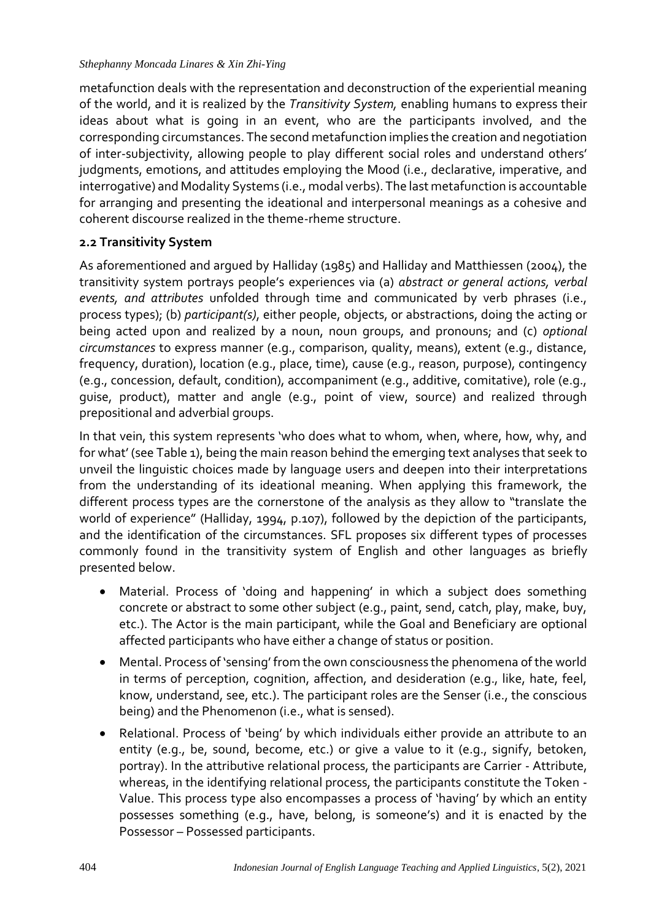metafunction deals with the representation and deconstruction of the experiential meaning of the world, and it is realized by the *Transitivity System,* enabling humans to express their ideas about what is going in an event, who are the participants involved, and the corresponding circumstances. The second metafunction implies the creation and negotiation of inter-subjectivity, allowing people to play different social roles and understand others' judgments, emotions, and attitudes employing the Mood (i.e., declarative, imperative, and interrogative) and Modality Systems (i.e., modal verbs). The last metafunction is accountable for arranging and presenting the ideational and interpersonal meanings as a cohesive and coherent discourse realized in the theme-rheme structure.

### 2.2 Transitivity System

As aforementioned and argued by Halliday (1985) and Halliday and Matthiessen (2004), the transitivity system portrays people's experiences via (a) *abstract or general actions, verbal events, and attributes* unfolded through time and communicated by verb phrases (i.e., process types); (b) *participant(s)*, either people, objects, or abstractions, doing the acting or being acted upon and realized by a noun, noun groups, and pronouns; and (c) *optional circumstances* to express manner (e.g., comparison, quality, means), extent (e.g., distance, frequency, duration), location (e.g., place, time), cause (e.g., reason, purpose), contingency (e.g., concession, default, condition), accompaniment (e.g., additive, comitative), role (e.g., guise, product), matter and angle (e.g., point of view, source) and realized through prepositional and adverbial groups.

In that vein, this system represents 'who does what to whom, when, where, how, why, and for what' (see Table 1), being the main reason behind the emerging text analyses that seek to unveil the linguistic choices made by language users and deepen into their interpretations from the understanding of its ideational meaning. When applying this framework, the different process types are the cornerstone of the analysis as they allow to "translate the world of experience" (Halliday, 1994, p.107), followed by the depiction of the participants, and the identification of the circumstances. SFL proposes six different types of processes commonly found in the transitivity system of English and other languages as briefly presented below.

- Material. Process of 'doing and happening' in which a subject does something concrete or abstract to some other subject (e.g., paint, send, catch, play, make, buy, etc.). The Actor is the main participant, while the Goal and Beneficiary are optional affected participants who have either a change of status or position.
- Mental. Process of 'sensing' from the own consciousness the phenomena of the world in terms of perception, cognition, affection, and desideration (e.g., like, hate, feel, know, understand, see, etc.). The participant roles are the Senser (i.e., the conscious being) and the Phenomenon (i.e., what is sensed).
- Relational. Process of 'being' by which individuals either provide an attribute to an entity (e.g., be, sound, become, etc.) or give a value to it (e.g., signify, betoken, portray). In the attributive relational process, the participants are Carrier - Attribute, whereas, in the identifying relational process, the participants constitute the Token - Value. This process type also encompasses a process of 'having' by which an entity possesses something (e.g., have, belong, is someone's) and it is enacted by the Possessor – Possessed participants.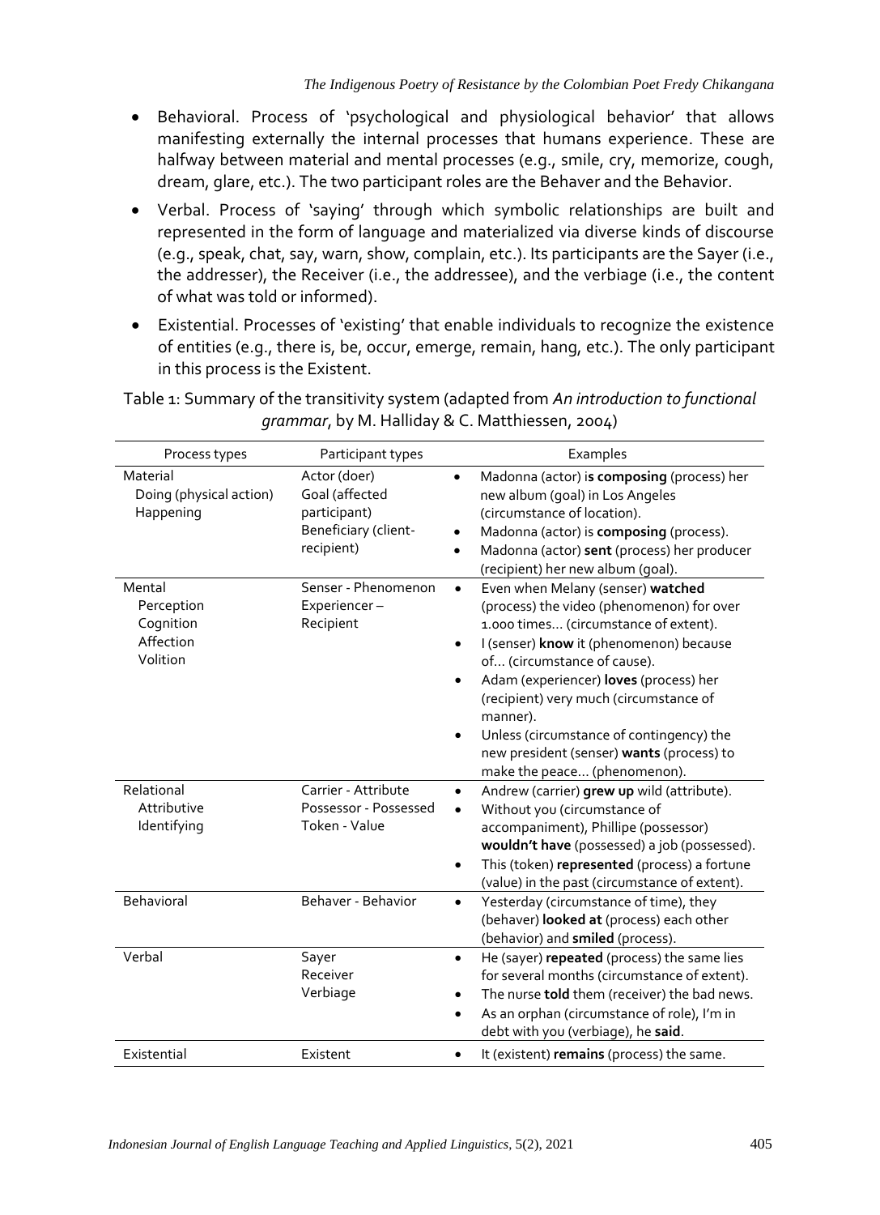- Behavioral. Process of 'psychological and physiological behavior' that allows manifesting externally the internal processes that humans experience. These are halfway between material and mental processes (e.g., smile, cry, memorize, cough, dream, glare, etc.). The two participant roles are the Behaver and the Behavior.
- Verbal. Process of 'saying' through which symbolic relationships are built and represented in the form of language and materialized via diverse kinds of discourse (e.g., speak, chat, say, warn, show, complain, etc.). Its participants are the Sayer (i.e., the addresser), the Receiver (i.e., the addressee), and the verbiage (i.e., the content of what was told or informed).
- Existential. Processes of 'existing' that enable individuals to recognize the existence of entities (e.g., there is, be, occur, emerge, remain, hang, etc.). The only participant in this process is the Existent.

Table 1: Summary of the transitivity system (adapted from *An introduction to functional grammar*, by M. Halliday & C. Matthiessen, 2004)

| Process types | Participant types | Examples |
|---|---|---|
| Material<br>Doing (physical action)<br>Happening | Actor (doer)<br>Goal (affected participant)<br>Beneficiary (client-recipient) | • Madonna (actor) i**s composing** (process) her new album (goal) in Los Angeles (circumstance of location).<br>• Madonna (actor) is **composing** (process).<br>• Madonna (actor) **sent** (process) her producer (recipient) her new album (goal). |
| Mental<br>Perception<br>Cognition<br>Affection<br>Volition | Senser - Phenomenon<br>Experiencer – Recipient | • Even when Melany (senser) **watched** (process) the video (phenomenon) for over 1.000 times... (circumstance of extent).<br>• I (senser) **know** it (phenomenon) because of... (circumstance of cause).<br>• Adam (experiencer) **loves** (process) her (recipient) very much (circumstance of manner).<br>• Unless (circumstance of contingency) the new president (senser) **wants** (process) to make the peace... (phenomenon). |
| Relational<br>Attributive<br>Identifying | Carrier - Attribute<br>Possessor - Possessed<br>Token - Value | • Andrew (carrier) **grew up** wild (attribute).<br>• Without you (circumstance of accompaniment), Phillipe (possessor) **wouldn't have** (possessed) a job (possessed).<br>• This (token) **represented** (process) a fortune (value) in the past (circumstance of extent). |
| Behavioral | Behaver - Behavior | • Yesterday (circumstance of time), they (behaver) **looked at** (process) each other (behavior) and **smiled** (process). |
| Verbal | Sayer<br>Receiver<br>Verbiage | • He (sayer) **repeated** (process) the same lies for several months (circumstance of extent).<br>• The nurse **told** them (receiver) the bad news.<br>• As an orphan (circumstance of role), I'm in debt with you (verbiage), he **said**. |
| Existential | Existent | • It (existent) **remains** (process) the same. |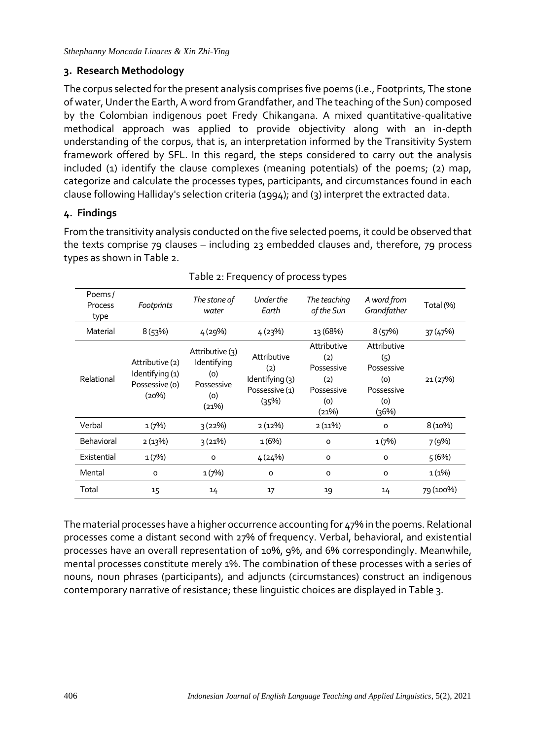## 3. Research Methodology

The corpus selected for the present analysis comprises five poems (i.e., Footprints, The stone of water, Under the Earth, A word from Grandfather, and The teaching of the Sun) composed by the Colombian indigenous poet Fredy Chikangana. A mixed quantitative-qualitative methodical approach was applied to provide objectivity along with an in-depth understanding of the corpus, that is, an interpretation informed by the Transitivity System framework offered by SFL. In this regard, the steps considered to carry out the analysis included (1) identify the clause complexes (meaning potentials) of the poems; (2) map, categorize and calculate the processes types, participants, and circumstances found in each clause following Halliday's selection criteria (1994); and (3) interpret the extracted data.

## 4. Findings

From the transitivity analysis conducted on the five selected poems, it could be observed that the texts comprise 79 clauses – including 23 embedded clauses and, therefore, 79 process types as shown in Table 2.

Table 2: Frequency of process types

| Poems / Process type | *Footprints* | *The stone of water* | *Under the Earth* | *The teaching of the Sun* | *A word from Grandfather* | Total (%) |
|---|---|---|---|---|---|---|
| Material | 8 (53%) | 4 (29%) | 4 (23%) | 13 (68%) | 8 (57%) | 37 (47%) |
| Relational | Attributive (2) Identifying (1) Possessive (0) (20%) | Attributive (3) Identifying (0) Possessive (0) (21%) | Attributive (2) Identifying (3) Possessive (1) (35%) | Attributive (2) Possessive (2) Possessive (0) (21%) | Attributive (5) Possessive (0) Possessive (0) (36%) | 21 (27%) |
| Verbal | 1 (7%) | 3 (22%) | 2 (12%) | 2 (11%) | 0 | 8 (10%) |
| Behavioral | 2 (13%) | 3 (21%) | 1 (6%) | 0 | 1 (7%) | 7 (9%) |
| Existential | 1 (7%) | 0 | 4 (24%) | 0 | 0 | 5 (6%) |
| Mental | 0 | 1 (7%) | 0 | 0 | 0 | 1 (1%) |
| Total | 15 | 14 | 17 | 19 | 14 | 79 (100%) |

The material processes have a higher occurrence accounting for 47% in the poems. Relational processes come a distant second with 27% of frequency. Verbal, behavioral, and existential processes have an overall representation of 10%, 9%, and 6% correspondingly. Meanwhile, mental processes constitute merely 1%. The combination of these processes with a series of nouns, noun phrases (participants), and adjuncts (circumstances) construct an indigenous contemporary narrative of resistance; these linguistic choices are displayed in Table 3.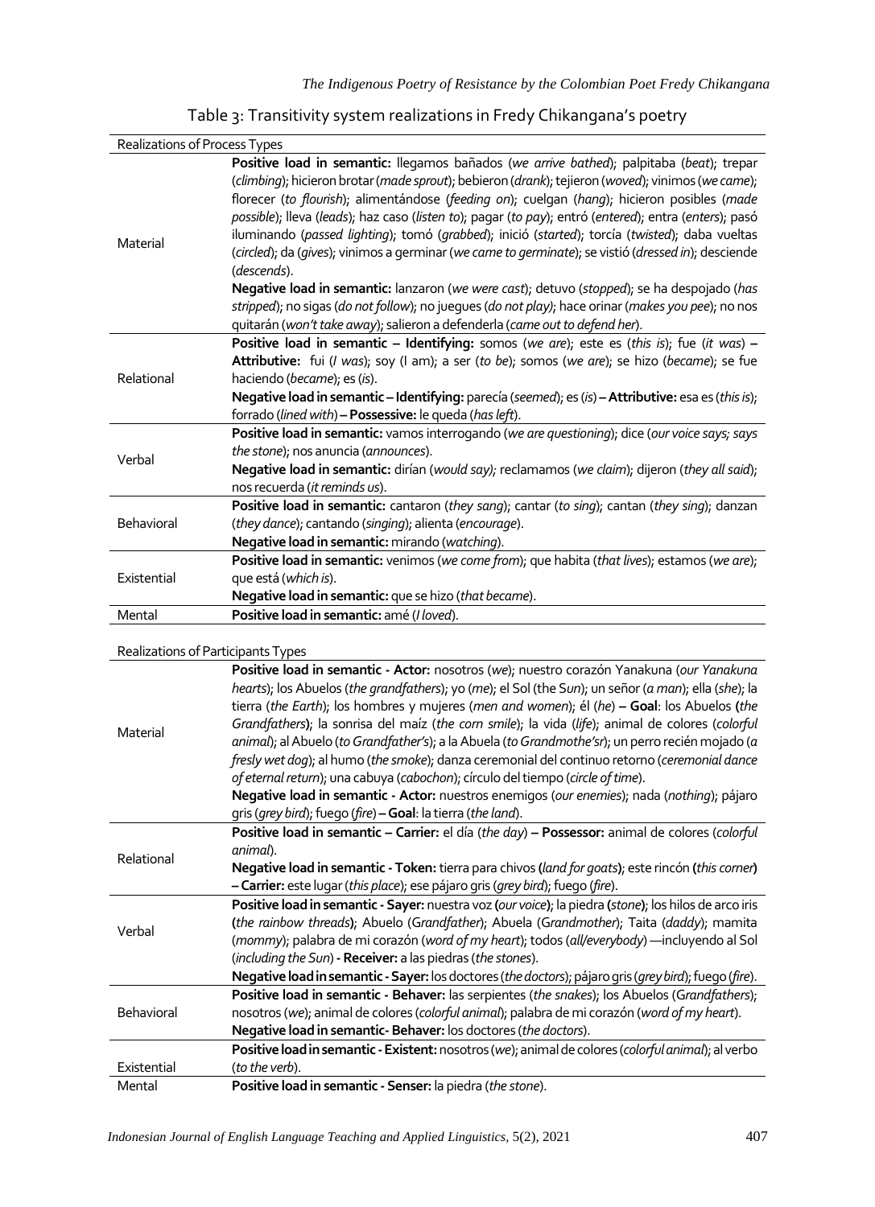Table 3: Transitivity system realizations in Fredy Chikangana's poetry

| Realizations of Process Types | |
|---|---|
| Material | **Positive load in semantic:** llegamos bañados (*we arrive bathed*); palpitaba (*beat*); trepar (*climbing*); hicieron brotar (*made sprout*); bebieron (*drank*); tejieron (*woved*); vinimos (*we came*); florecer (*to flourish*); alimentándose (*feeding on*); cuelgan (*hang*); hicieron posibles (*made possible*); lleva (*leads*); haz caso (*listen to*); pagar (*to pay*); entró (*entered*); entra (*enters*); pasó iluminando (*passed lighting*); tomó (*grabbed*); inició (*started*); torcía (*twisted*); daba vueltas (*circled*); da (*gives*); vinimos a germinar (*we came to germinate*); se vistió (*dressed in*); desciende (*descends*). **Negative load in semantic:** lanzaron (*we were cast*); detuvo (*stopped*); se ha despojado (*has stripped*); no sigas (*do not follow*); no juegues (*do not play*); hace orinar (*makes you pee*); no nos quitarán (*won't take away*); salieron a defenderla (*came out to defend her*). |
| Relational | **Positive load in semantic – Identifying:** somos (*we are*); este es (*this is*); fue (*it was*) – **Attributive:** fui (*I was*); soy (I am); a ser (*to be*); somos (*we are*); se hizo (*became*); se fue haciendo (*became*); es (*is*). **Negative load in semantic – Identifying:** parecía (*seemed*); es (*is*) – **Attributive:** esa es (*this is*); forrado (*lined with*) – **Possessive:** le queda (*has left*). |
| Verbal | **Positive load in semantic:** vamos interrogando (*we are questioning*); dice (*our voice says; says the stone*); nos anuncia (*announces*). **Negative load in semantic:** dirían (*would say*); reclamamos (*we claim*); dijeron (*they all said*); nos recuerda (*it reminds us*). |
| Behavioral | **Positive load in semantic:** cantaron (*they sang*); cantar (*to sing*); cantan (*they sing*); danzan (*they dance*); cantando (*singing*); alienta (*encourage*). **Negative load in semantic:** mirando (*watching*). |
| Existential | **Positive load in semantic:** venimos (*we come from*); que habita (*that lives*); estamos (*we are*); que está (*which is*). **Negative load in semantic:** que se hizo (*that became*). |
| Mental | **Positive load in semantic:** amé (*I loved*). |

| Realizations of Participants Types | |
|---|---|
| Material | **Positive load in semantic - Actor:** nosotros (*we*); nuestro corazón Yanakuna (*our Yanakuna hearts*); los Abuelos (*the grandfathers*); yo (*me*); el Sol (the Sun); un señor (*a man*); ella (*she*); la tierra (*the Earth*); los hombres y mujeres (*men and women*); él (*he*) – **Goal**: los Abuelos (*the Grandfathers*); la sonrisa del maíz (*the corn smile*); la vida (*life*); animal de colores (*colorful animal*); al Abuelo (*to Grandfather's*); a la Abuela (*to Grandmothe'sr*); un perro recién mojado (*a fresly wet dog*); al humo (*the smoke*); danza ceremonial del continuo retorno (*ceremonial dance of eternal return*); una cabuya (*cabochon*); círculo del tiempo (*circle of time*). **Negative load in semantic - Actor:** nuestros enemigos (*our enemies*); nada (*nothing*); pájaro gris (*grey bird*); fuego (*fire*) – **Goal**: la tierra (*the land*). |
| Relational | **Positive load in semantic – Carrier:** el día (*the day*) – **Possessor:** animal de colores (*colorful animal*). **Negative load in semantic - Token:** tierra para chivos (*land for goats*); este rincón (*this corner*) – **Carrier:** este lugar (*this place*); ese pájaro gris (*grey bird*); fuego (*fire*). |
| Verbal | **Positive load in semantic - Sayer:** nuestra voz (*our voice*); la piedra (*stone*); los hilos de arco iris (*the rainbow threads*); Abuelo (Grandfather); Abuela (Grandmother); Taita (*daddy*); mamita (*mommy*); palabra de mi corazón (*word of my heart*); todos (*all/everybody*) —incluyendo al Sol (*including the Sun*) - **Receiver:** a las piedras (*the stones*). **Negative load in semantic - Sayer:** los doctores (*the doctors*); pájaro gris (*grey bird*); fuego (*fire*). |
| Behavioral | **Positive load in semantic - Behaver:** las serpientes (*the snakes*); los Abuelos (*Grandfathers*); nosotros (*we*); animal de colores (*colorful animal*); palabra de mi corazón (*word of my heart*). **Negative load in semantic- Behaver:** los doctores (*the doctors*). |
| Existential | **Positive load in semantic - Existent:** nosotros (*we*); animal de colores (*colorful animal*); al verbo (*to the verb*). |
| Mental | **Positive load in semantic - Senser:** la piedra (*the stone*). |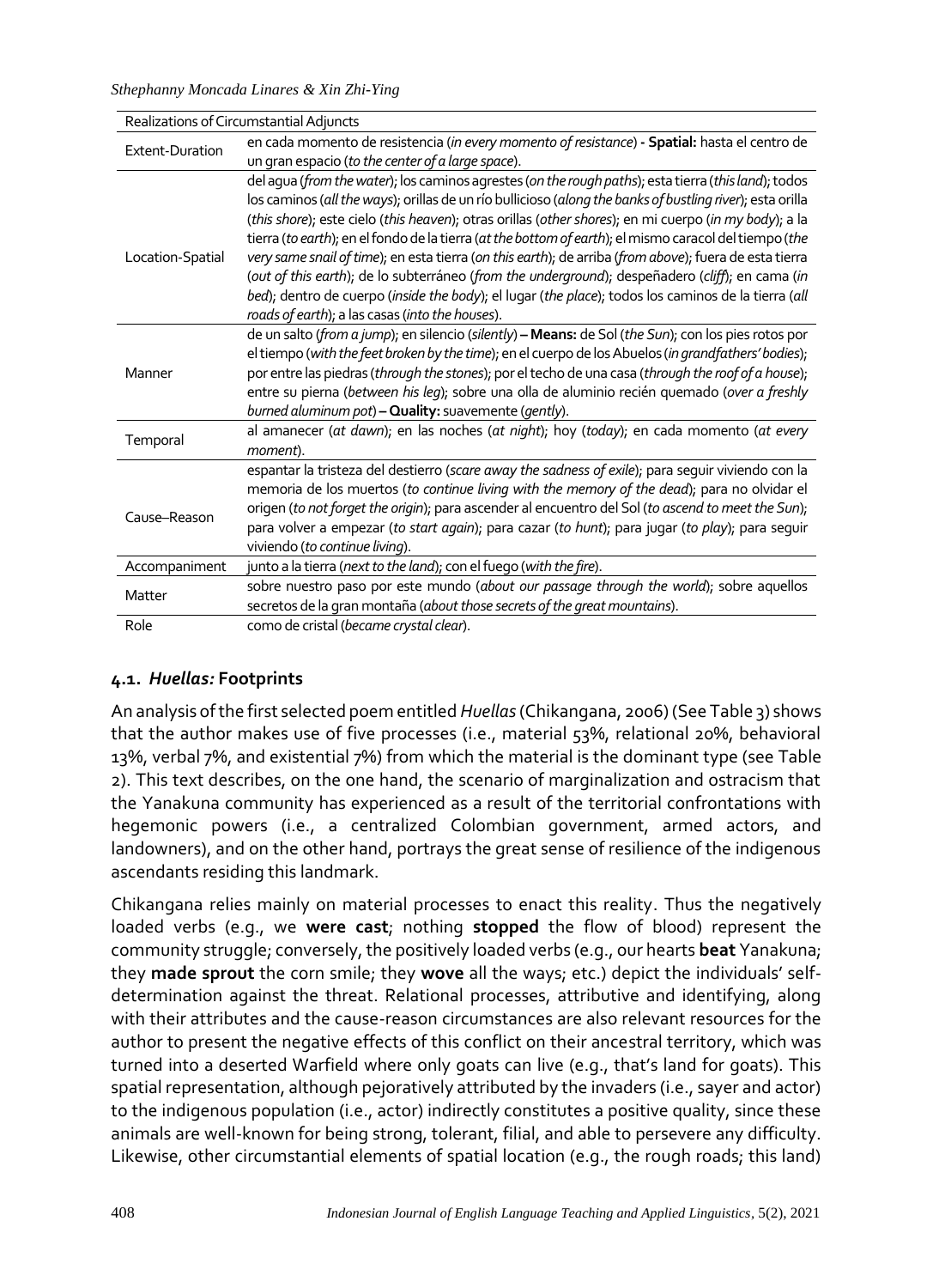| Realizations of Circumstantial Adjuncts | |
|---|---|
| Extent-Duration | en cada momento de resistencia (*in every momento of resistance*) **- Spatial:** hasta el centro de un gran espacio (*to the center of a large space*). |
| Location-Spatial | del agua (*from the water*); los caminos agrestes (*on the rough paths*); esta tierra (*this land*); todos los caminos (*all the ways*); orillas de un río bullicioso (*along the banks of bustling river*); esta orilla (*this shore*); este cielo (*this heaven*); otras orillas (*other shores*); en mi cuerpo (*in my body*); a la tierra (*to earth*); en el fondo de la tierra (*at the bottom of earth*); el mismo caracol del tiempo (*the very same snail of time*); en esta tierra (*on this earth*); de arriba (*from above*); fuera de esta tierra (*out of this earth*); de lo subterráneo (*from the underground*); despeñadero (*cliff*); en cama (*in bed*); dentro de cuerpo (*inside the body*); el lugar (*the place*); todos los caminos de la tierra (*all roads of earth*); a las casas (*into the houses*). |
| Manner | de un salto (*from a jump*); en silencio (*silently*) **– Means:** de Sol (*the Sun*); con los pies rotos por el tiempo (*with the feet broken by the time*); en el cuerpo de los Abuelos (*in grandfathers' bodies*); por entre las piedras (*through the stones*); por el techo de una casa (*through the roof of a house*); entre su pierna (*between his leg*); sobre una olla de aluminio recién quemado (*over a freshly burned aluminum pot*) **– Quality:** suavemente (*gently*). |
| Temporal | al amanecer (*at dawn*); en las noches (*at night*); hoy (*today*); en cada momento (*at every moment*). |
| Cause–Reason | espantar la tristeza del destierro (*scare away the sadness of exile*); para seguir viviendo con la memoria de los muertos (*to continue living with the memory of the dead*); para no olvidar el origen (*to not forget the origin*); para ascender al encuentro del Sol (*to ascend to meet the Sun*); para volver a empezar (*to start again*); para cazar (*to hunt*); para jugar (*to play*); para seguir viviendo (*to continue living*). |
| Accompaniment | junto a la tierra (*next to the land*); con el fuego (*with the fire*). |
| Matter | sobre nuestro paso por este mundo (*about our passage through the world*); sobre aquellos secretos de la gran montaña (*about those secrets of the great mountains*). |
| Role | como de cristal (*became crystal clear*). |

## 4.1. *Huellas:* Footprints

An analysis of the first selected poem entitled *Huellas* (Chikangana, 2006) (See Table 3) shows that the author makes use of five processes (i.e., material 53%, relational 20%, behavioral 13%, verbal 7%, and existential 7%) from which the material is the dominant type (see Table 2). This text describes, on the one hand, the scenario of marginalization and ostracism that the Yanakuna community has experienced as a result of the territorial confrontations with hegemonic powers (i.e., a centralized Colombian government, armed actors, and landowners), and on the other hand, portrays the great sense of resilience of the indigenous ascendants residing this landmark.

Chikangana relies mainly on material processes to enact this reality. Thus the negatively loaded verbs (e.g., we **were cast**; nothing **stopped** the flow of blood) represent the community struggle; conversely, the positively loaded verbs (e.g., our hearts **beat** Yanakuna; they **made sprout** the corn smile; they **wove** all the ways; etc.) depict the individuals' self-determination against the threat. Relational processes, attributive and identifying, along with their attributes and the cause-reason circumstances are also relevant resources for the author to present the negative effects of this conflict on their ancestral territory, which was turned into a deserted Warfield where only goats can live (e.g., that's land for goats). This spatial representation, although pejoratively attributed by the invaders (i.e., sayer and actor) to the indigenous population (i.e., actor) indirectly constitutes a positive quality, since these animals are well-known for being strong, tolerant, filial, and able to persevere any difficulty. Likewise, other circumstantial elements of spatial location (e.g., the rough roads; this land)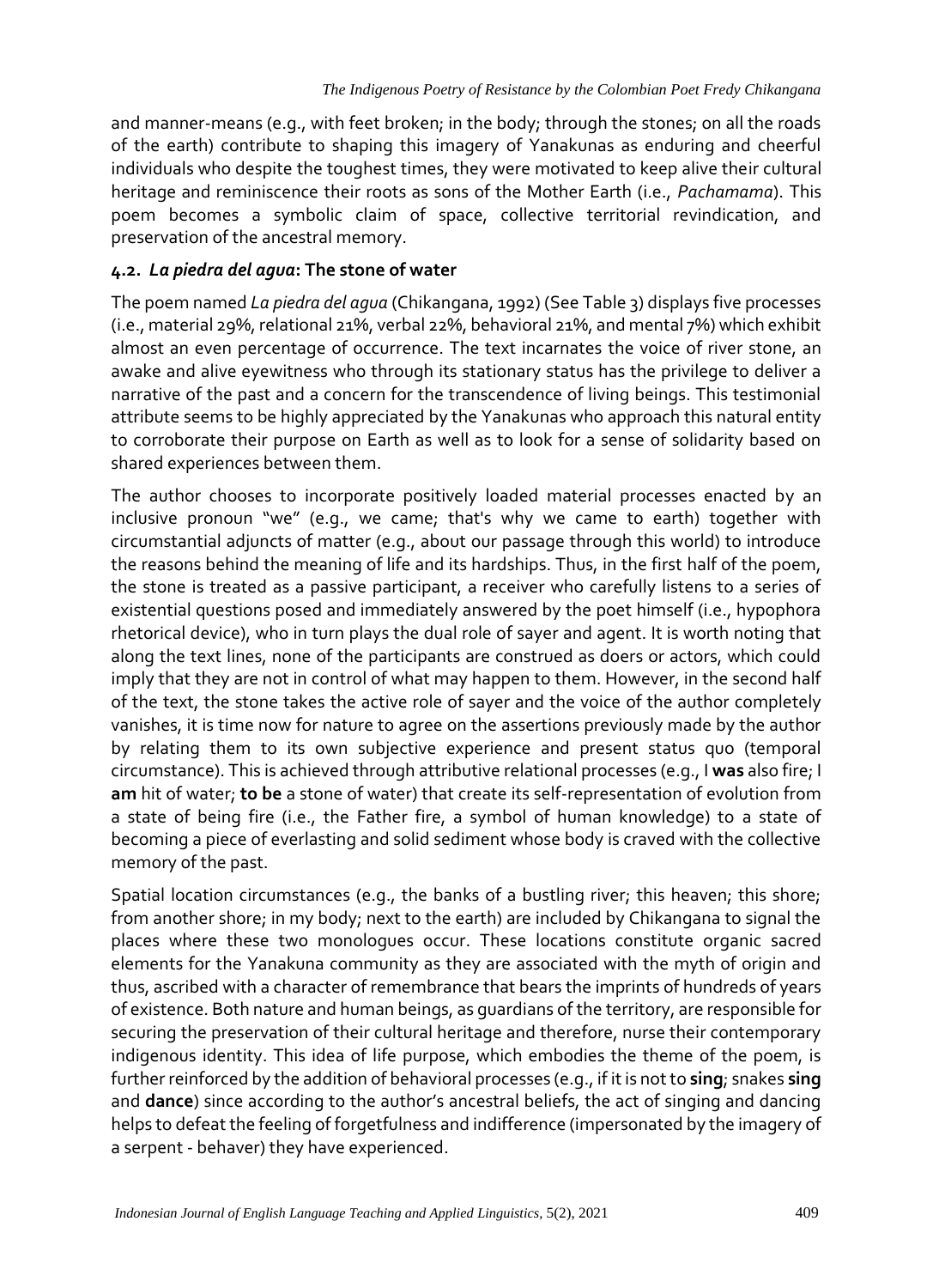and manner-means (e.g., with feet broken; in the body; through the stones; on all the roads of the earth) contribute to shaping this imagery of Yanakunas as enduring and cheerful individuals who despite the toughest times, they were motivated to keep alive their cultural heritage and reminiscence their roots as sons of the Mother Earth (i.e., *Pachamama*). This poem becomes a symbolic claim of space, collective territorial revindication, and preservation of the ancestral memory.

### 4.2. *La piedra del agua*: The stone of water

The poem named *La piedra del agua* (Chikangana, 1992) (See Table 3) displays five processes (i.e., material 29%, relational 21%, verbal 22%, behavioral 21%, and mental 7%) which exhibit almost an even percentage of occurrence. The text incarnates the voice of river stone, an awake and alive eyewitness who through its stationary status has the privilege to deliver a narrative of the past and a concern for the transcendence of living beings. This testimonial attribute seems to be highly appreciated by the Yanakunas who approach this natural entity to corroborate their purpose on Earth as well as to look for a sense of solidarity based on shared experiences between them.

The author chooses to incorporate positively loaded material processes enacted by an inclusive pronoun "we" (e.g., we came; that's why we came to earth) together with circumstantial adjuncts of matter (e.g., about our passage through this world) to introduce the reasons behind the meaning of life and its hardships. Thus, in the first half of the poem, the stone is treated as a passive participant, a receiver who carefully listens to a series of existential questions posed and immediately answered by the poet himself (i.e., hypophora rhetorical device), who in turn plays the dual role of sayer and agent. It is worth noting that along the text lines, none of the participants are construed as doers or actors, which could imply that they are not in control of what may happen to them. However, in the second half of the text, the stone takes the active role of sayer and the voice of the author completely vanishes, it is time now for nature to agree on the assertions previously made by the author by relating them to its own subjective experience and present status quo (temporal circumstance). This is achieved through attributive relational processes (e.g., I **was** also fire; I **am** hit of water; **to be** a stone of water) that create its self-representation of evolution from a state of being fire (i.e., the Father fire, a symbol of human knowledge) to a state of becoming a piece of everlasting and solid sediment whose body is craved with the collective memory of the past.

Spatial location circumstances (e.g., the banks of a bustling river; this heaven; this shore; from another shore; in my body; next to the earth) are included by Chikangana to signal the places where these two monologues occur. These locations constitute organic sacred elements for the Yanakuna community as they are associated with the myth of origin and thus, ascribed with a character of remembrance that bears the imprints of hundreds of years of existence. Both nature and human beings, as guardians of the territory, are responsible for securing the preservation of their cultural heritage and therefore, nurse their contemporary indigenous identity. This idea of life purpose, which embodies the theme of the poem, is further reinforced by the addition of behavioral processes (e.g., if it is not to **sing**; snakes **sing** and **dance**) since according to the author's ancestral beliefs, the act of singing and dancing helps to defeat the feeling of forgetfulness and indifference (impersonated by the imagery of a serpent - behaver) they have experienced.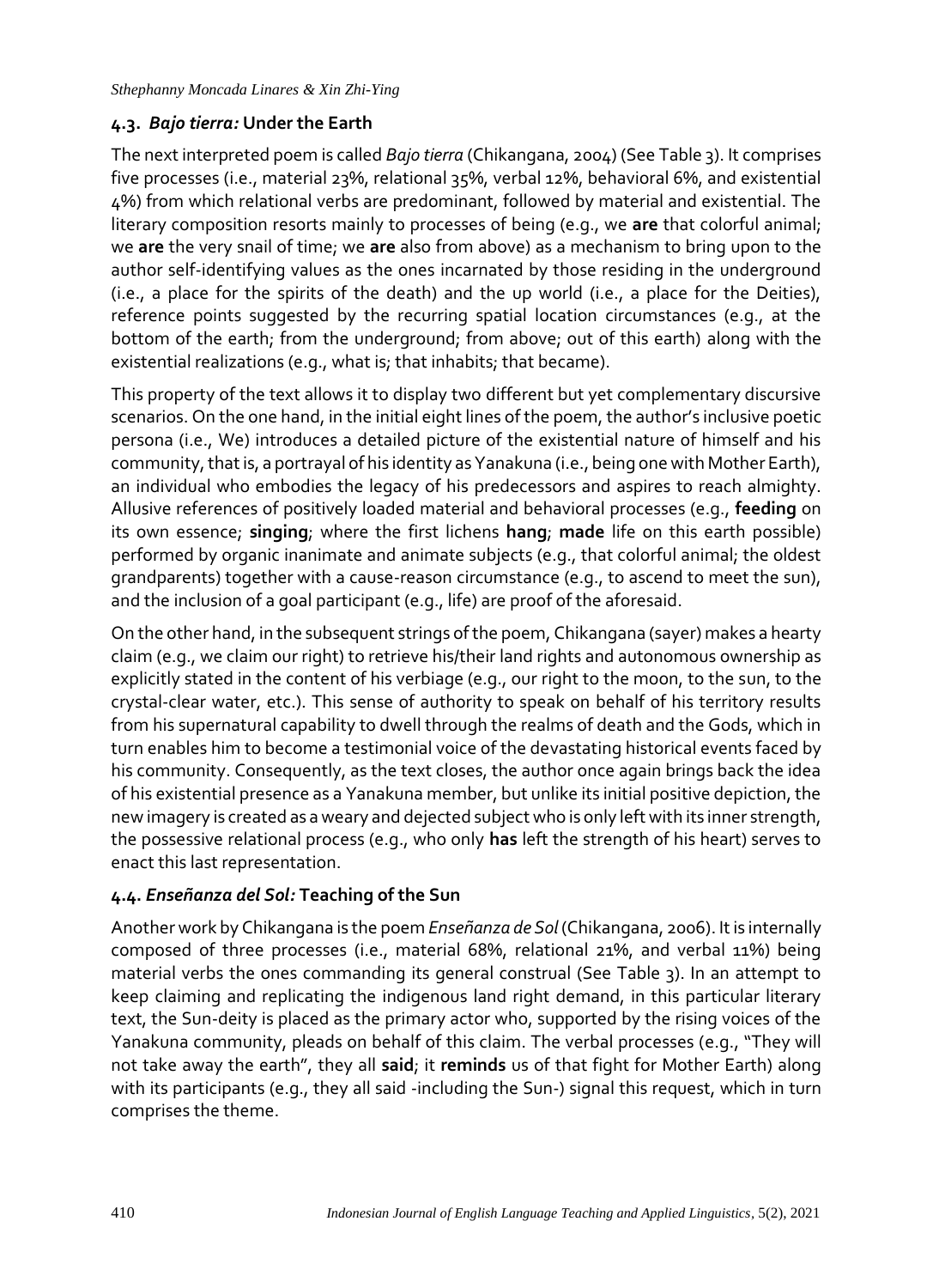### 4.3. *Bajo tierra:* Under the Earth

The next interpreted poem is called *Bajo tierra* (Chikangana, 2004) (See Table 3). It comprises five processes (i.e., material 23%, relational 35%, verbal 12%, behavioral 6%, and existential 4%) from which relational verbs are predominant, followed by material and existential. The literary composition resorts mainly to processes of being (e.g., we **are** that colorful animal; we **are** the very snail of time; we **are** also from above) as a mechanism to bring upon to the author self-identifying values as the ones incarnated by those residing in the underground (i.e., a place for the spirits of the death) and the up world (i.e., a place for the Deities), reference points suggested by the recurring spatial location circumstances (e.g., at the bottom of the earth; from the underground; from above; out of this earth) along with the existential realizations (e.g., what is; that inhabits; that became).

This property of the text allows it to display two different but yet complementary discursive scenarios. On the one hand, in the initial eight lines of the poem, the author's inclusive poetic persona (i.e., We) introduces a detailed picture of the existential nature of himself and his community, that is, a portrayal of his identity as Yanakuna (i.e., being one with Mother Earth), an individual who embodies the legacy of his predecessors and aspires to reach almighty. Allusive references of positively loaded material and behavioral processes (e.g., **feeding** on its own essence; **singing**; where the first lichens **hang**; **made** life on this earth possible) performed by organic inanimate and animate subjects (e.g., that colorful animal; the oldest grandparents) together with a cause-reason circumstance (e.g., to ascend to meet the sun), and the inclusion of a goal participant (e.g., life) are proof of the aforesaid.

On the other hand, in the subsequent strings of the poem, Chikangana (sayer) makes a hearty claim (e.g., we claim our right) to retrieve his/their land rights and autonomous ownership as explicitly stated in the content of his verbiage (e.g., our right to the moon, to the sun, to the crystal-clear water, etc.). This sense of authority to speak on behalf of his territory results from his supernatural capability to dwell through the realms of death and the Gods, which in turn enables him to become a testimonial voice of the devastating historical events faced by his community. Consequently, as the text closes, the author once again brings back the idea of his existential presence as a Yanakuna member, but unlike its initial positive depiction, the new imagery is created as a weary and dejected subject who is only left with its inner strength, the possessive relational process (e.g., who only **has** left the strength of his heart) serves to enact this last representation.

### 4.4. *Enseñanza del Sol:* Teaching of the Sun

Another work by Chikangana is the poem *Enseñanza de Sol* (Chikangana, 2006). It is internally composed of three processes (i.e., material 68%, relational 21%, and verbal 11%) being material verbs the ones commanding its general construal (See Table 3). In an attempt to keep claiming and replicating the indigenous land right demand, in this particular literary text, the Sun-deity is placed as the primary actor who, supported by the rising voices of the Yanakuna community, pleads on behalf of this claim. The verbal processes (e.g., "They will not take away the earth", they all **said**; it **reminds** us of that fight for Mother Earth) along with its participants (e.g., they all said -including the Sun-) signal this request, which in turn comprises the theme.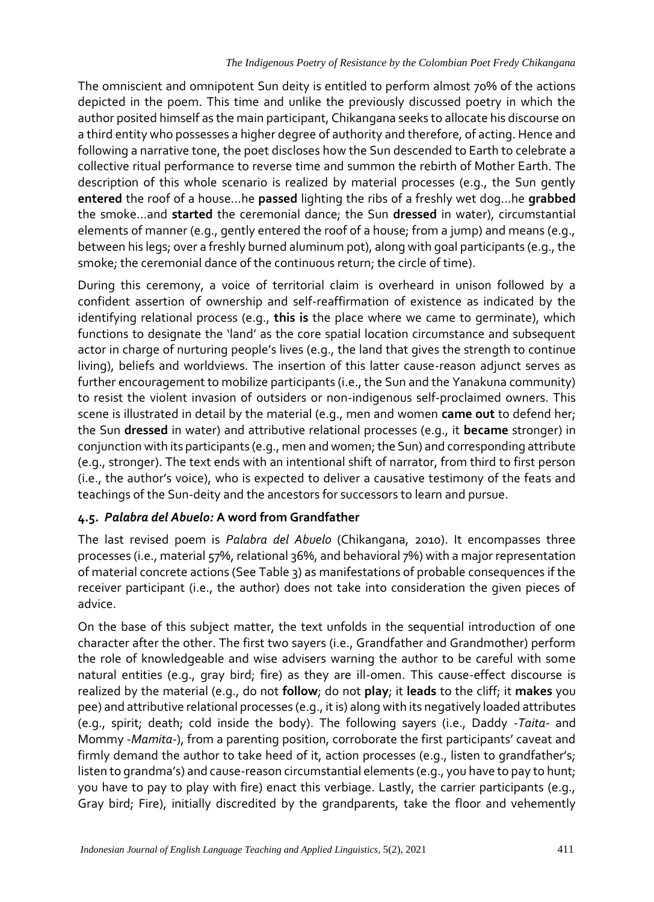The omniscient and omnipotent Sun deity is entitled to perform almost 70% of the actions depicted in the poem. This time and unlike the previously discussed poetry in which the author posited himself as the main participant, Chikangana seeks to allocate his discourse on a third entity who possesses a higher degree of authority and therefore, of acting. Hence and following a narrative tone, the poet discloses how the Sun descended to Earth to celebrate a collective ritual performance to reverse time and summon the rebirth of Mother Earth. The description of this whole scenario is realized by material processes (e.g., the Sun gently **entered** the roof of a house…he **passed** lighting the ribs of a freshly wet dog…he **grabbed** the smoke…and **started** the ceremonial dance; the Sun **dressed** in water), circumstantial elements of manner (e.g., gently entered the roof of a house; from a jump) and means (e.g., between his legs; over a freshly burned aluminum pot), along with goal participants (e.g., the smoke; the ceremonial dance of the continuous return; the circle of time).

During this ceremony, a voice of territorial claim is overheard in unison followed by a confident assertion of ownership and self-reaffirmation of existence as indicated by the identifying relational process (e.g., **this is** the place where we came to germinate), which functions to designate the 'land' as the core spatial location circumstance and subsequent actor in charge of nurturing people's lives (e.g., the land that gives the strength to continue living), beliefs and worldviews. The insertion of this latter cause-reason adjunct serves as further encouragement to mobilize participants (i.e., the Sun and the Yanakuna community) to resist the violent invasion of outsiders or non-indigenous self-proclaimed owners. This scene is illustrated in detail by the material (e.g., men and women **came out** to defend her; the Sun **dressed** in water) and attributive relational processes (e.g., it **became** stronger) in conjunction with its participants (e.g., men and women; the Sun) and corresponding attribute (e.g., stronger). The text ends with an intentional shift of narrator, from third to first person (i.e., the author's voice), who is expected to deliver a causative testimony of the feats and teachings of the Sun-deity and the ancestors for successors to learn and pursue.

### 4.5. *Palabra del Abuelo:* A word from Grandfather

The last revised poem is *Palabra del Abuelo* (Chikangana, 2010). It encompasses three processes (i.e., material 57%, relational 36%, and behavioral 7%) with a major representation of material concrete actions (See Table 3) as manifestations of probable consequences if the receiver participant (i.e., the author) does not take into consideration the given pieces of advice.

On the base of this subject matter, the text unfolds in the sequential introduction of one character after the other. The first two sayers (i.e., Grandfather and Grandmother) perform the role of knowledgeable and wise advisers warning the author to be careful with some natural entities (e.g., gray bird; fire) as they are ill-omen. This cause-effect discourse is realized by the material (e.g., do not **follow**; do not **play**; it **leads** to the cliff; it **makes** you pee) and attributive relational processes (e.g., it is) along with its negatively loaded attributes (e.g., spirit; death; cold inside the body). The following sayers (i.e., Daddy -*Taita*- and Mommy -*Mamita*-), from a parenting position, corroborate the first participants' caveat and firmly demand the author to take heed of it, action processes (e.g., listen to grandfather's; listen to grandma's) and cause-reason circumstantial elements (e.g., you have to pay to hunt; you have to pay to play with fire) enact this verbiage. Lastly, the carrier participants (e.g., Gray bird; Fire), initially discredited by the grandparents, take the floor and vehemently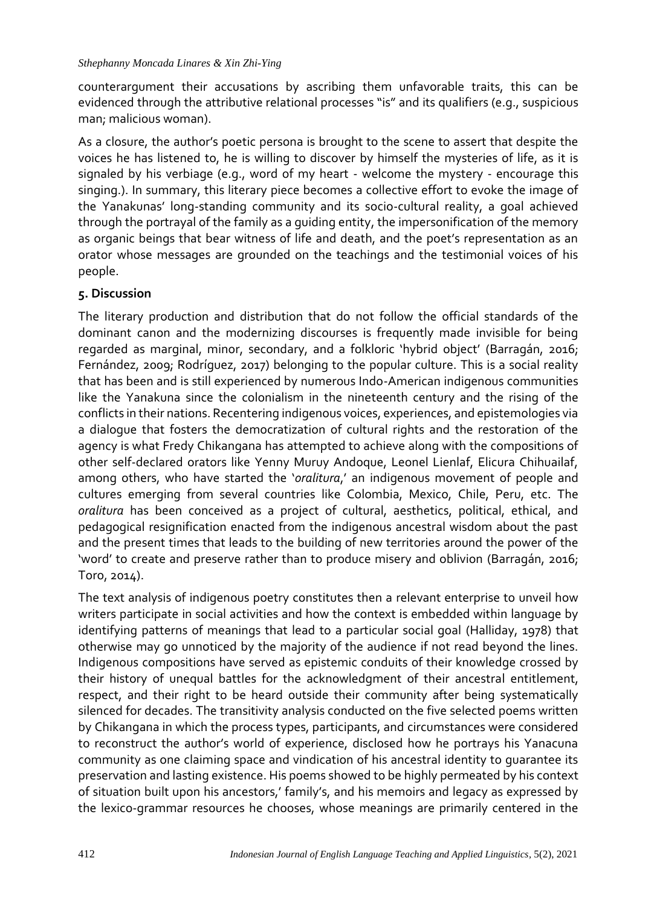counterargument their accusations by ascribing them unfavorable traits, this can be evidenced through the attributive relational processes "is" and its qualifiers (e.g., suspicious man; malicious woman).

As a closure, the author's poetic persona is brought to the scene to assert that despite the voices he has listened to, he is willing to discover by himself the mysteries of life, as it is signaled by his verbiage (e.g., word of my heart - welcome the mystery - encourage this singing.). In summary, this literary piece becomes a collective effort to evoke the image of the Yanakunas' long-standing community and its socio-cultural reality, a goal achieved through the portrayal of the family as a guiding entity, the impersonification of the memory as organic beings that bear witness of life and death, and the poet's representation as an orator whose messages are grounded on the teachings and the testimonial voices of his people.

## 5. Discussion

The literary production and distribution that do not follow the official standards of the dominant canon and the modernizing discourses is frequently made invisible for being regarded as marginal, minor, secondary, and a folkloric 'hybrid object' (Barragán, 2016; Fernández, 2009; Rodríguez, 2017) belonging to the popular culture. This is a social reality that has been and is still experienced by numerous Indo-American indigenous communities like the Yanakuna since the colonialism in the nineteenth century and the rising of the conflicts in their nations. Recentering indigenous voices, experiences, and epistemologies via a dialogue that fosters the democratization of cultural rights and the restoration of the agency is what Fredy Chikangana has attempted to achieve along with the compositions of other self-declared orators like Yenny Muruy Andoque, Leonel Lienlaf, Elicura Chihuailaf, among others, who have started the '*oralitura*,' an indigenous movement of people and cultures emerging from several countries like Colombia, Mexico, Chile, Peru, etc. The *oralitura* has been conceived as a project of cultural, aesthetics, political, ethical, and pedagogical resignification enacted from the indigenous ancestral wisdom about the past and the present times that leads to the building of new territories around the power of the 'word' to create and preserve rather than to produce misery and oblivion (Barragán, 2016; Toro, 2014).

The text analysis of indigenous poetry constitutes then a relevant enterprise to unveil how writers participate in social activities and how the context is embedded within language by identifying patterns of meanings that lead to a particular social goal (Halliday, 1978) that otherwise may go unnoticed by the majority of the audience if not read beyond the lines. Indigenous compositions have served as epistemic conduits of their knowledge crossed by their history of unequal battles for the acknowledgment of their ancestral entitlement, respect, and their right to be heard outside their community after being systematically silenced for decades. The transitivity analysis conducted on the five selected poems written by Chikangana in which the process types, participants, and circumstances were considered to reconstruct the author's world of experience, disclosed how he portrays his Yanacuna community as one claiming space and vindication of his ancestral identity to guarantee its preservation and lasting existence. His poems showed to be highly permeated by his context of situation built upon his ancestors,' family's, and his memoirs and legacy as expressed by the lexico-grammar resources he chooses, whose meanings are primarily centered in the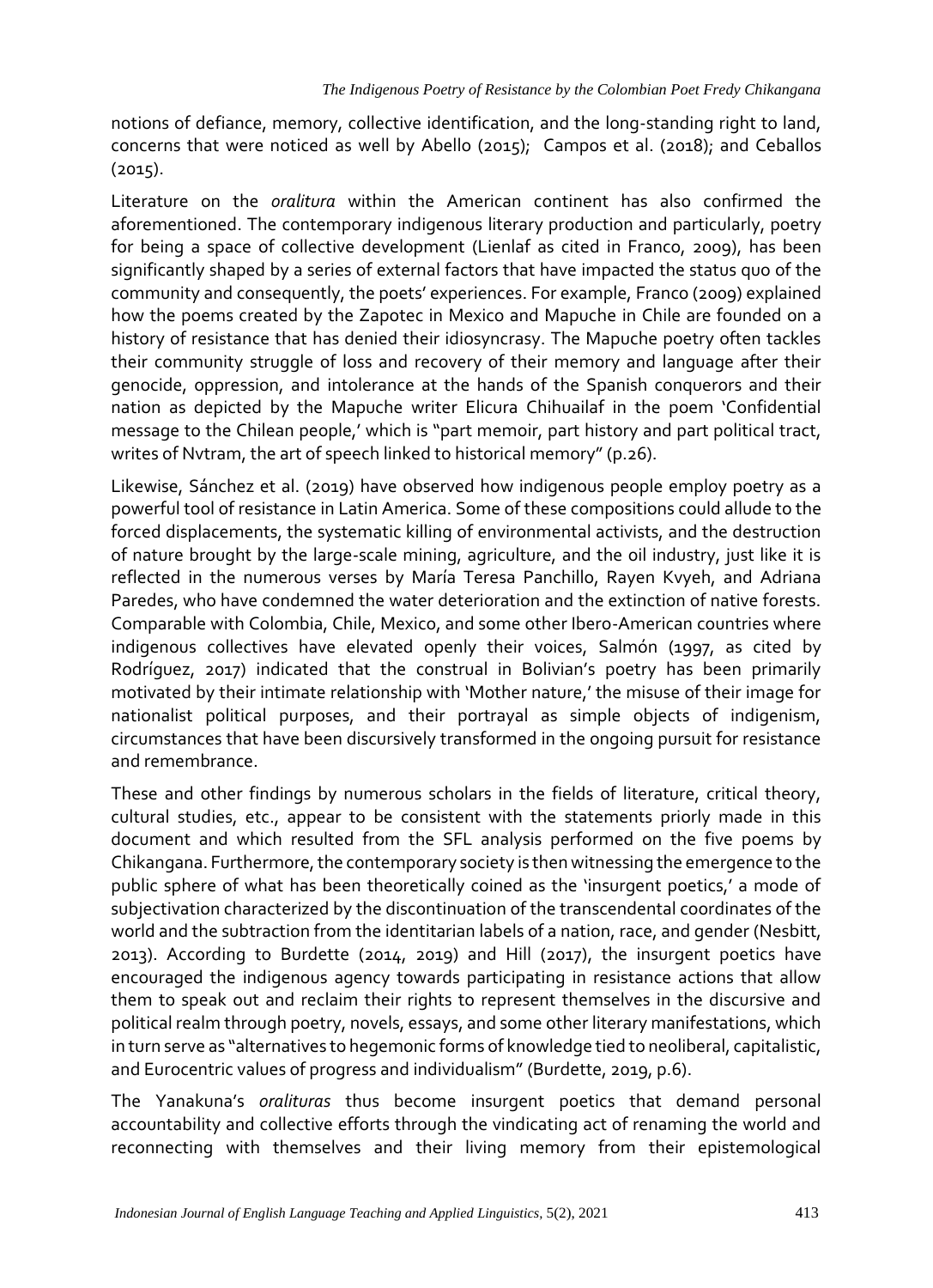notions of defiance, memory, collective identification, and the long-standing right to land, concerns that were noticed as well by Abello (2015); Campos et al. (2018); and Ceballos (2015).

Literature on the *oralitura* within the American continent has also confirmed the aforementioned. The contemporary indigenous literary production and particularly, poetry for being a space of collective development (Lienlaf as cited in Franco, 2009), has been significantly shaped by a series of external factors that have impacted the status quo of the community and consequently, the poets' experiences. For example, Franco (2009) explained how the poems created by the Zapotec in Mexico and Mapuche in Chile are founded on a history of resistance that has denied their idiosyncrasy. The Mapuche poetry often tackles their community struggle of loss and recovery of their memory and language after their genocide, oppression, and intolerance at the hands of the Spanish conquerors and their nation as depicted by the Mapuche writer Elicura Chihuailaf in the poem 'Confidential message to the Chilean people,' which is "part memoir, part history and part political tract, writes of Nvtram, the art of speech linked to historical memory" (p.26).

Likewise, Sánchez et al. (2019) have observed how indigenous people employ poetry as a powerful tool of resistance in Latin America. Some of these compositions could allude to the forced displacements, the systematic killing of environmental activists, and the destruction of nature brought by the large-scale mining, agriculture, and the oil industry, just like it is reflected in the numerous verses by María Teresa Panchillo, Rayen Kvyeh, and Adriana Paredes, who have condemned the water deterioration and the extinction of native forests. Comparable with Colombia, Chile, Mexico, and some other Ibero-American countries where indigenous collectives have elevated openly their voices, Salmón (1997, as cited by Rodríguez, 2017) indicated that the construal in Bolivian's poetry has been primarily motivated by their intimate relationship with 'Mother nature,' the misuse of their image for nationalist political purposes, and their portrayal as simple objects of indigenism, circumstances that have been discursively transformed in the ongoing pursuit for resistance and remembrance.

These and other findings by numerous scholars in the fields of literature, critical theory, cultural studies, etc., appear to be consistent with the statements priorly made in this document and which resulted from the SFL analysis performed on the five poems by Chikangana. Furthermore, the contemporary society is then witnessing the emergence to the public sphere of what has been theoretically coined as the 'insurgent poetics,' a mode of subjectivation characterized by the discontinuation of the transcendental coordinates of the world and the subtraction from the identitarian labels of a nation, race, and gender (Nesbitt, 2013). According to Burdette (2014, 2019) and Hill (2017), the insurgent poetics have encouraged the indigenous agency towards participating in resistance actions that allow them to speak out and reclaim their rights to represent themselves in the discursive and political realm through poetry, novels, essays, and some other literary manifestations, which in turn serve as "alternatives to hegemonic forms of knowledge tied to neoliberal, capitalistic, and Eurocentric values of progress and individualism" (Burdette, 2019, p.6).

The Yanakuna's *oralituras* thus become insurgent poetics that demand personal accountability and collective efforts through the vindicating act of renaming the world and reconnecting with themselves and their living memory from their epistemological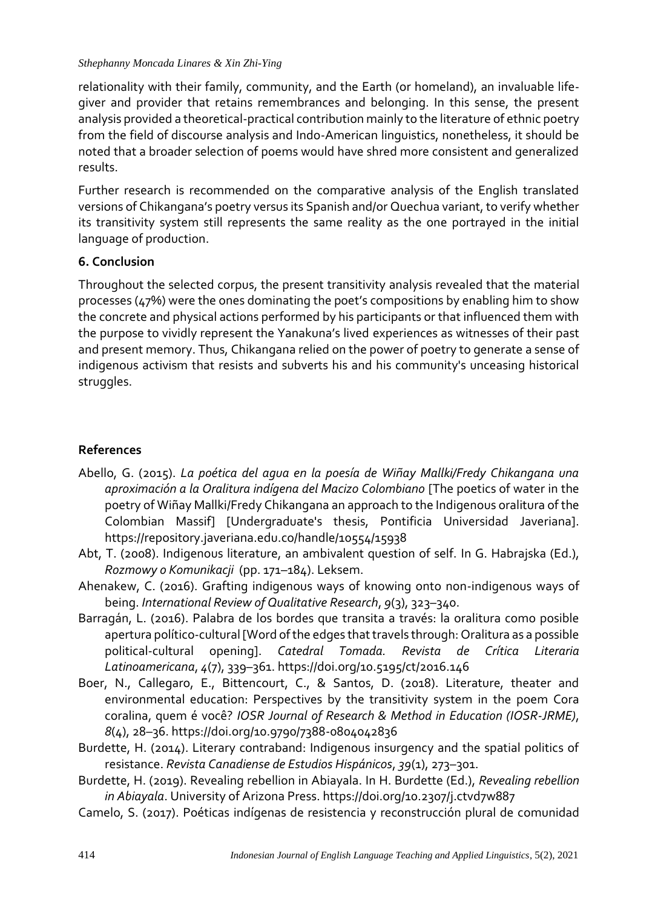relationality with their family, community, and the Earth (or homeland), an invaluable life-giver and provider that retains remembrances and belonging. In this sense, the present analysis provided a theoretical-practical contribution mainly to the literature of ethnic poetry from the field of discourse analysis and Indo-American linguistics, nonetheless, it should be noted that a broader selection of poems would have shred more consistent and generalized results.

Further research is recommended on the comparative analysis of the English translated versions of Chikangana's poetry versus its Spanish and/or Quechua variant, to verify whether its transitivity system still represents the same reality as the one portrayed in the initial language of production.

## 6. Conclusion

Throughout the selected corpus, the present transitivity analysis revealed that the material processes (47%) were the ones dominating the poet's compositions by enabling him to show the concrete and physical actions performed by his participants or that influenced them with the purpose to vividly represent the Yanakuna's lived experiences as witnesses of their past and present memory. Thus, Chikangana relied on the power of poetry to generate a sense of indigenous activism that resists and subverts his and his community's unceasing historical struggles.

## References

Abello, G. (2015). *La poética del agua en la poesía de Wiñay Mallki/Fredy Chikangana una aproximación a la Oralitura indígena del Macizo Colombiano* [The poetics of water in the poetry of Wiñay Mallki/Fredy Chikangana an approach to the Indigenous oralitura of the Colombian Massif] [Undergraduate's thesis, Pontificia Universidad Javeriana]. https://repository.javeriana.edu.co/handle/10554/15938

Abt, T. (2008). Indigenous literature, an ambivalent question of self. In G. Habrajska (Ed.), *Rozmowy o Komunikacji* (pp. 171–184). Leksem.

Ahenakew, C. (2016). Grafting indigenous ways of knowing onto non-indigenous ways of being. *International Review of Qualitative Research*, *9*(3), 323–340.

Barragán, L. (2016). Palabra de los bordes que transita a través: la oralitura como posible apertura político-cultural [Word of the edges that travels through: Oralitura as a possible political-cultural opening]. *Catedral Tomada. Revista de Crítica Literaria Latinoamericana*, *4*(7), 339–361. https://doi.org/10.5195/ct/2016.146

Boer, N., Callegaro, E., Bittencourt, C., & Santos, D. (2018). Literature, theater and environmental education: Perspectives by the transitivity system in the poem Cora coralina, quem é você? *IOSR Journal of Research & Method in Education (IOSR-JRME)*, *8*(4), 28–36. https://doi.org/10.9790/7388-0804042836

Burdette, H. (2014). Literary contraband: Indigenous insurgency and the spatial politics of resistance. *Revista Canadiense de Estudios Hispánicos*, *39*(1), 273–301.

Burdette, H. (2019). Revealing rebellion in Abiayala. In H. Burdette (Ed.), *Revealing rebellion in Abiayala*. University of Arizona Press. https://doi.org/10.2307/j.ctvd7w887

Camelo, S. (2017). Poéticas indígenas de resistencia y reconstrucción plural de comunidad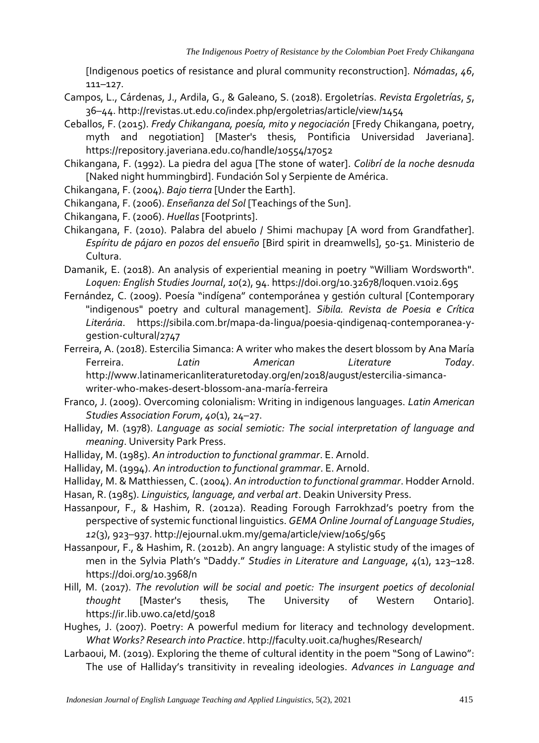[Indigenous poetics of resistance and plural community reconstruction]. *Nómadas*, *46*, 111–127.

Campos, L., Cárdenas, J., Ardila, G., & Galeano, S. (2018). Ergoletrías. *Revista Ergoletrías*, *5*, 36–44. http://revistas.ut.edu.co/index.php/ergoletrias/article/view/1454

Ceballos, F. (2015). *Fredy Chikangana, poesía, mito y negociación* [Fredy Chikangana, poetry, myth and negotiation] [Master's thesis, Pontificia Universidad Javeriana]. https://repository.javeriana.edu.co/handle/10554/17052

Chikangana, F. (1992). La piedra del agua [The stone of water]. *Colibrí de la noche desnuda* [Naked night hummingbird]. Fundación Sol y Serpiente de América.

Chikangana, F. (2004). *Bajo tierra* [Under the Earth].

Chikangana, F. (2006). *Enseñanza del Sol* [Teachings of the Sun].

Chikangana, F. (2006). *Huellas* [Footprints].

Chikangana, F. (2010). Palabra del abuelo / Shimi machupay [A word from Grandfather]. *Espíritu de pájaro en pozos del ensueño* [Bird spirit in dreamwells], 50-51. Ministerio de Cultura.

Damanik, E. (2018). An analysis of experiential meaning in poetry "William Wordsworth". *Loquen: English Studies Journal*, *10*(2), 94. https://doi.org/10.32678/loquen.v10i2.695

Fernández, C. (2009). Poesía "indígena" contemporánea y gestión cultural [Contemporary "indigenous" poetry and cultural management]. *Sibila. Revista de Poesia e Crítica Literária*. https://sibila.com.br/mapa-da-lingua/poesia-qindigenaq-contemporanea-y-gestion-cultural/2747

Ferreira, A. (2018). Estercilia Simanca: A writer who makes the desert blossom by Ana María Ferreira. *Latin American Literature Today*. http://www.latinamericanliteraturetoday.org/en/2018/august/estercilia-simanca-writer-who-makes-desert-blossom-ana-maría-ferreira

Franco, J. (2009). Overcoming colonialism: Writing in indigenous languages. *Latin American Studies Association Forum*, *40*(1), 24–27.

Halliday, M. (1978). *Language as social semiotic: The social interpretation of language and meaning*. University Park Press.

Halliday, M. (1985). *An introduction to functional grammar*. E. Arnold.

Halliday, M. (1994). *An introduction to functional grammar*. E. Arnold.

Halliday, M. & Matthiessen, C. (2004). *An introduction to functional grammar*. Hodder Arnold.

Hasan, R. (1985). *Linguistics, language, and verbal art*. Deakin University Press.

Hassanpour, F., & Hashim, R. (2012a). Reading Forough Farrokhzad's poetry from the perspective of systemic functional linguistics. *GEMA Online Journal of Language Studies*, *12*(3), 923–937. http://ejournal.ukm.my/gema/article/view/1065/965

Hassanpour, F., & Hashim, R. (2012b). An angry language: A stylistic study of the images of men in the Sylvia Plath's "Daddy." *Studies in Literature and Language*, *4*(1), 123–128. https://doi.org/10.3968/n

Hill, M. (2017). *The revolution will be social and poetic: The insurgent poetics of decolonial thought* [Master's thesis, The University of Western Ontario]. https://ir.lib.uwo.ca/etd/5018

Hughes, J. (2007). Poetry: A powerful medium for literacy and technology development. *What Works? Research into Practice*. http://faculty.uoit.ca/hughes/Research/

Larbaoui, M. (2019). Exploring the theme of cultural identity in the poem "Song of Lawino": The use of Halliday's transitivity in revealing ideologies. *Advances in Language and*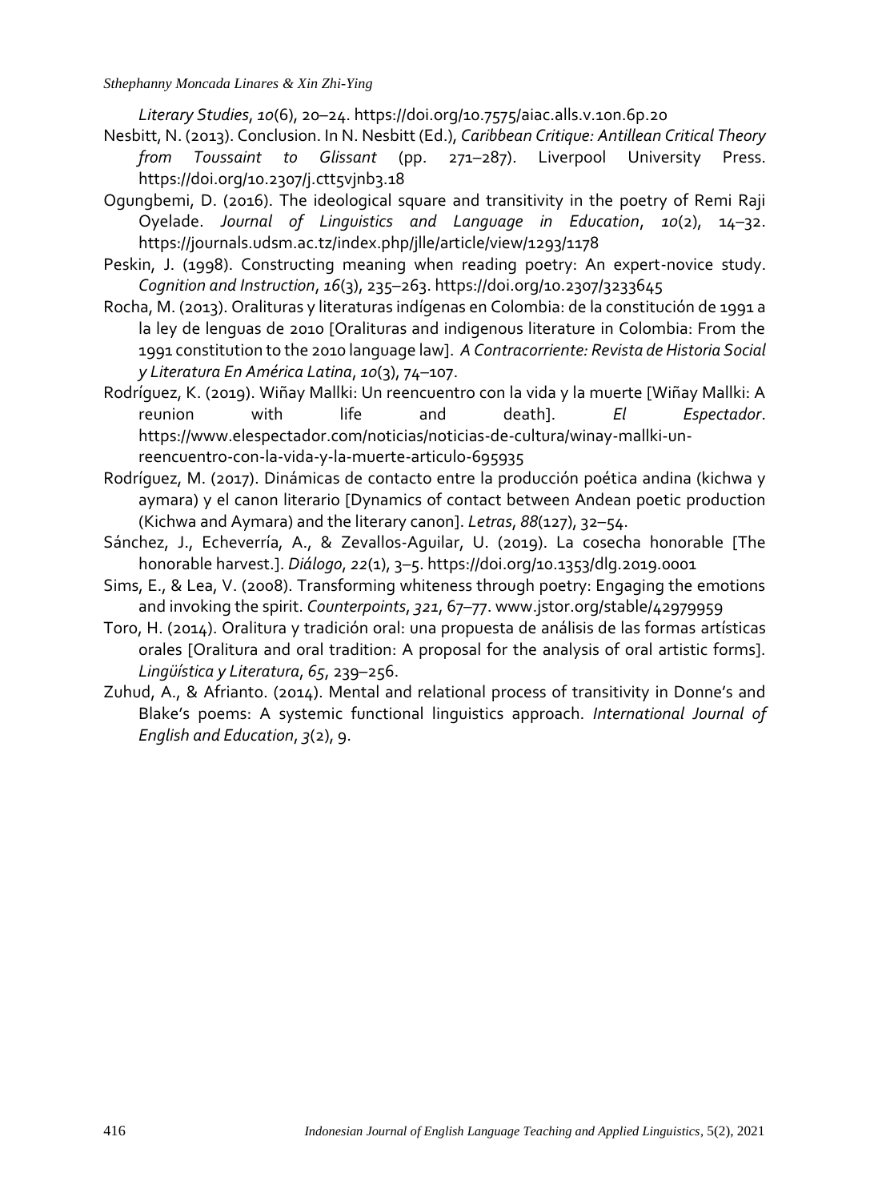*Literary Studies*, *10*(6), 20–24. https://doi.org/10.7575/aiac.alls.v.10n.6p.20

Nesbitt, N. (2013). Conclusion. In N. Nesbitt (Ed.), *Caribbean Critique: Antillean Critical Theory from Toussaint to Glissant* (pp. 271–287). Liverpool University Press. https://doi.org/10.2307/j.ctt5vjnb3.18

Ogungbemi, D. (2016). The ideological square and transitivity in the poetry of Remi Raji Oyelade. *Journal of Linguistics and Language in Education*, *10*(2), 14–32. https://journals.udsm.ac.tz/index.php/jlle/article/view/1293/1178

Peskin, J. (1998). Constructing meaning when reading poetry: An expert-novice study. *Cognition and Instruction*, *16*(3), 235–263. https://doi.org/10.2307/3233645

Rocha, M. (2013). Oralituras y literaturas indígenas en Colombia: de la constitución de 1991 a la ley de lenguas de 2010 [Oralituras and indigenous literature in Colombia: From the 1991 constitution to the 2010 language law]. *A Contracorriente: Revista de Historia Social y Literatura En América Latina*, *10*(3), 74–107.

Rodríguez, K. (2019). Wiñay Mallki: Un reencuentro con la vida y la muerte [Wiñay Mallki: A reunion with life and death]. *El Espectador*. https://www.elespectador.com/noticias/noticias-de-cultura/winay-mallki-un-reencuentro-con-la-vida-y-la-muerte-articulo-695935

Rodríguez, M. (2017). Dinámicas de contacto entre la producción poética andina (kichwa y aymara) y el canon literario [Dynamics of contact between Andean poetic production (Kichwa and Aymara) and the literary canon]. *Letras*, *88*(127), 32–54.

Sánchez, J., Echeverría, A., & Zevallos-Aguilar, U. (2019). La cosecha honorable [The honorable harvest.]. *Diálogo*, *22*(1), 3–5. https://doi.org/10.1353/dlg.2019.0001

Sims, E., & Lea, V. (2008). Transforming whiteness through poetry: Engaging the emotions and invoking the spirit. *Counterpoints*, *321*, 67–77. www.jstor.org/stable/42979959

Toro, H. (2014). Oralitura y tradición oral: una propuesta de análisis de las formas artísticas orales [Oralitura and oral tradition: A proposal for the analysis of oral artistic forms]. *Lingüística y Literatura*, *65*, 239–256.

Zuhud, A., & Afrianto. (2014). Mental and relational process of transitivity in Donne's and Blake's poems: A systemic functional linguistics approach. *International Journal of English and Education*, *3*(2), 9.